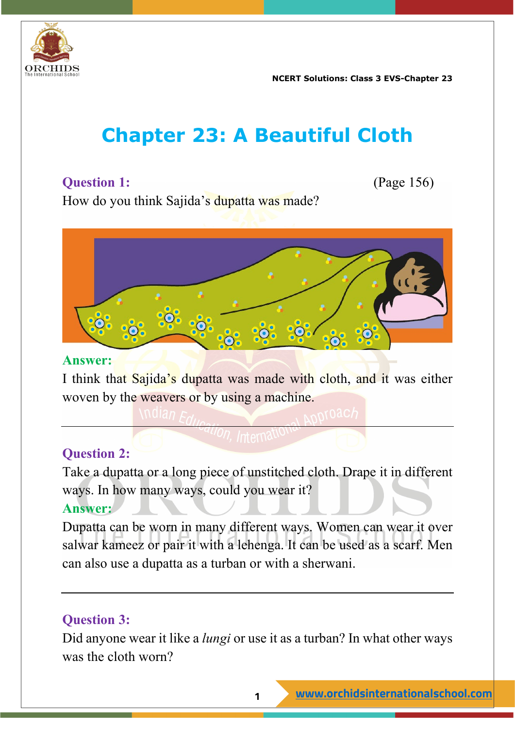# Chapter 23: A Beautiful Cloth

**Question 1:** (Page 156)

How do you think Sajida's dupatta was made?

**Answer:**

I think that Sajida's dupatta was made with cloth, and it was either woven by the weavers or by using a machine.

---

**Question 2:**

Take a dupatta or a long piece of unstitched cloth. Drape it in different ways. In how many ways, could you wear it?

**Answer:**

Dupatta can be worn in many different ways. Women can wear it over salwar kameez or pair it with a lehenga. It can be used as a scarf. Men can also use a dupatta as a turban or with a sherwani.

---

**Question 3:**

Did anyone wear it like a *lungi* or use it as a turban? In what other ways was the cloth worn?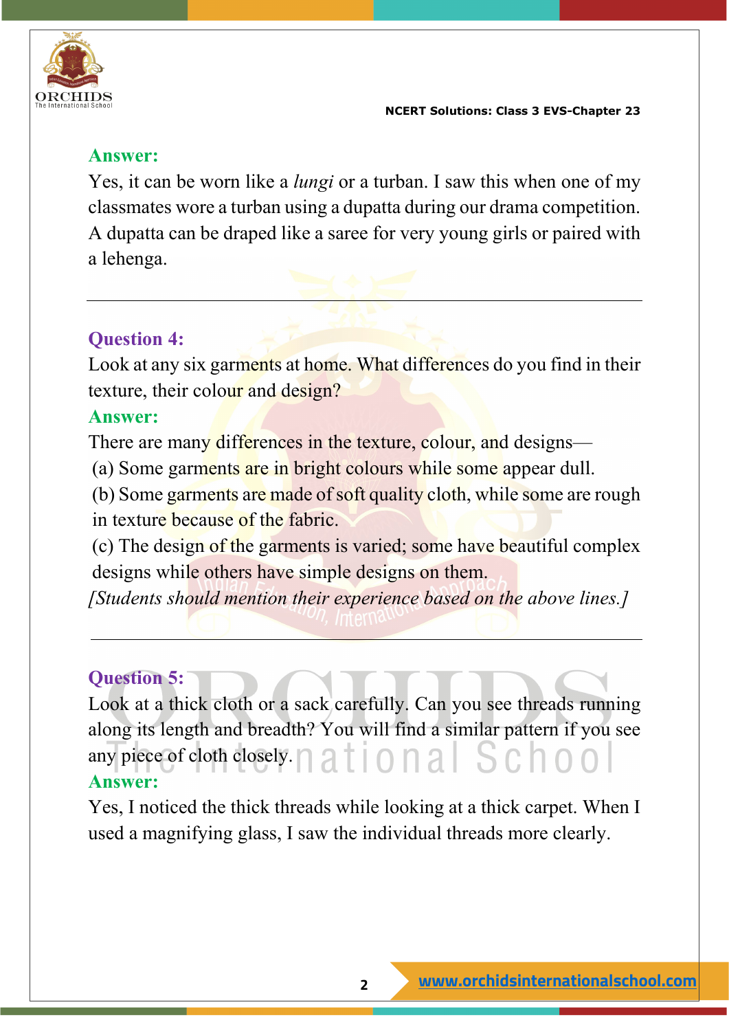**Answer:**

Yes, it can be worn like a *lungi* or a turban. I saw this when one of my classmates wore a turban using a dupatta during our drama competition. A dupatta can be draped like a saree for very young girls or paired with a lehenga.

---

**Question 4:**

Look at any six garments at home. What differences do you find in their texture, their colour and design?

**Answer:**

There are many differences in the texture, colour, and designs—

(a) Some garments are in bright colours while some appear dull.

(b) Some garments are made of soft quality cloth, while some are rough in texture because of the fabric.

(c) The design of the garments is varied; some have beautiful complex designs while others have simple designs on them.

*[Students should mention their experience based on the above lines.]*

---

**Question 5:**

Look at a thick cloth or a sack carefully. Can you see threads running along its length and breadth? You will find a similar pattern if you see any piece of cloth closely.

**Answer:**

Yes, I noticed the thick threads while looking at a thick carpet. When I used a magnifying glass, I saw the individual threads more clearly.